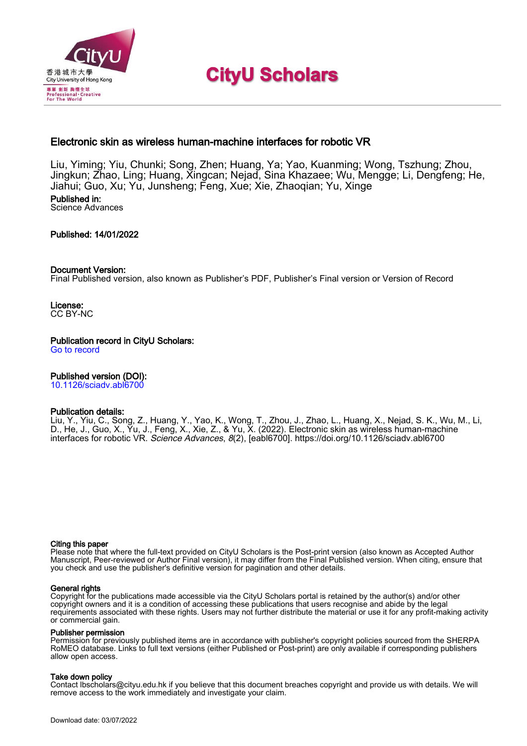# CityU Scholars

## Electronic skin as wireless human-machine interfaces for robotic VR

Liu, Yiming; Yiu, Chunki; Song, Zhen; Huang, Ya; Yao, Kuanming; Wong, Tszhung; Zhou, Jingkun; Zhao, Ling; Huang, Xingcan; Nejad, Sina Khazaee; Wu, Mengge; Li, Dengfeng; He, Jiahui; Guo, Xu; Yu, Junsheng; Feng, Xue; Xie, Zhaoqian; Yu, Xinge

**Published in:**
Science Advances

**Published:** 14/01/2022

**Document Version:**
Final Published version, also known as Publisher's PDF, Publisher's Final version or Version of Record

**License:**
CC BY-NC

**Publication record in CityU Scholars:**
Go to record

**Published version (DOI):**
10.1126/sciadv.abl6700

**Publication details:**
Liu, Y., Yiu, C., Song, Z., Huang, Y., Yao, K., Wong, T., Zhou, J., Zhao, L., Huang, X., Nejad, S. K., Wu, M., Li, D., He, J., Guo, X., Yu, J., Feng, X., Xie, Z., & Yu, X. (2022). Electronic skin as wireless human-machine interfaces for robotic VR. *Science Advances*, *8*(2), [eabl6700]. https://doi.org/10.1126/sciadv.abl6700

**Citing this paper**
Please note that where the full-text provided on CityU Scholars is the Post-print version (also known as Accepted Author Manuscript, Peer-reviewed or Author Final version), it may differ from the Final Published version. When citing, ensure that you check and use the publisher's definitive version for pagination and other details.

**General rights**
Copyright for the publications made accessible via the CityU Scholars portal is retained by the author(s) and/or other copyright owners and it is a condition of accessing these publications that users recognise and abide by the legal requirements associated with these rights. Users may not further distribute the material or use it for any profit-making activity or commercial gain.

**Publisher permission**
Permission for previously published items are in accordance with publisher's copyright policies sourced from the SHERPA RoMEO database. Links to full text versions (either Published or Post-print) are only available if corresponding publishers allow open access.

**Take down policy**
Contact lbscholars@cityu.edu.hk if you believe that this document breaches copyright and provide us with details. We will remove access to the work immediately and investigate your claim.

Download date: 03/07/2022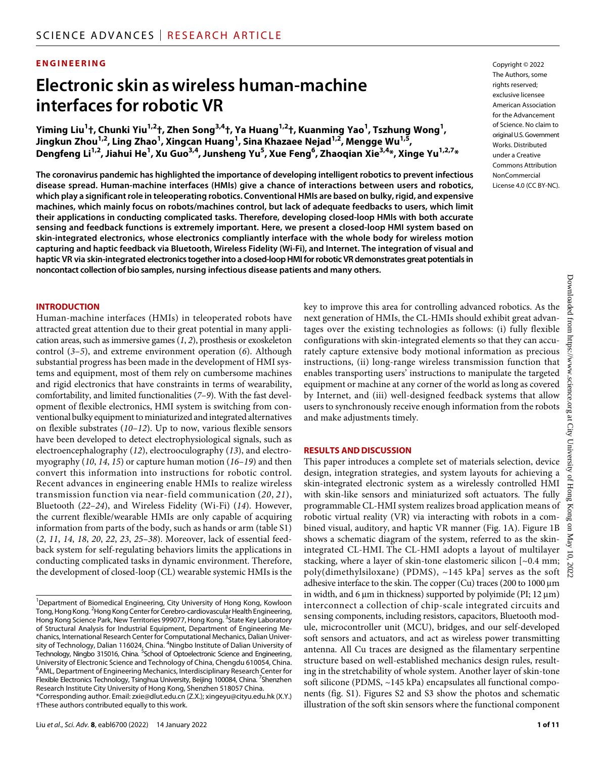## ENGINEERING

# Electronic skin as wireless human-machine interfaces for robotic VR

**Yiming Liu[1]†, Chunki Yiu[1,2]†, Zhen Song[3,4]†, Ya Huang[1,2]†, Kuanming Yao[1], Tszhung Wong[1], Jingkun Zhou[1,2], Ling Zhao[1], Xingcan Huang[1], Sina Khazaee Nejad[1,2], Mengge Wu[1,5], Dengfeng Li[1,2], Jiahui He[1], Xu Guo[3,4], Junsheng Yu[5], Xue Feng[6], Zhaoqian Xie[3,4]*, Xinge Yu[1,2,7]***

Copyright © 2022 The Authors, some rights reserved; exclusive licensee American Association for the Advancement of Science. No claim to original U.S. Government Works. Distributed under a Creative Commons Attribution NonCommercial License 4.0 (CC BY-NC).

**The coronavirus pandemic has highlighted the importance of developing intelligent robotics to prevent infectious disease spread. Human-machine interfaces (HMIs) give a chance of interactions between users and robotics, which play a significant role in teleoperating robotics. Conventional HMIs are based on bulky, rigid, and expensive machines, which mainly focus on robots/machines control, but lack of adequate feedbacks to users, which limit their applications in conducting complicated tasks. Therefore, developing closed-loop HMIs with both accurate sensing and feedback functions is extremely important. Here, we present a closed-loop HMI system based on skin-integrated electronics, whose electronics compliantly interface with the whole body for wireless motion capturing and haptic feedback via Bluetooth, Wireless Fidelity (Wi-Fi), and Internet. The integration of visual and haptic VR via skin-integrated electronics together into a closed-loop HMI for robotic VR demonstrates great potentials in noncontact collection of bio samples, nursing infectious disease patients and many others.**

## INTRODUCTION

Human-machine interfaces (HMIs) in teleoperated robots have attracted great attention due to their great potential in many application areas, such as immersive games (*1*, *2*), prosthesis or exoskeleton control (*3*–*5*), and extreme environment operation (*6*). Although substantial progress has been made in the development of HMI systems and equipment, most of them rely on cumbersome machines and rigid electronics that have constraints in terms of wearability, comfortability, and limited functionalities (*7*–*9*). With the fast development of flexible electronics, HMI system is switching from conventional bulky equipment to miniaturized and integrated alternatives on flexible substrates (*10*–*12*). Up to now, various flexible sensors have been developed to detect electrophysiological signals, such as electroencephalography (*12*), electrooculography (*13*), and electromyography (*10*, *14*, *15*) or capture human motion (*16*–*19*) and then convert this information into instructions for robotic control. Recent advances in engineering enable HMIs to realize wireless transmission function via near-field communication (*20*, *21*), Bluetooth (*22*–*24*), and Wireless Fidelity (Wi-Fi) (*14*). However, the current flexible/wearable HMIs are only capable of acquiring information from parts of the body, such as hands or arm (table S1) (*2*, *11*, *14*, *18*, *20*, *22*, *23*, *25*–*38*). Moreover, lack of essential feedback system for self-regulating behaviors limits the applications in conducting complicated tasks in dynamic environment. Therefore, the development of closed-loop (CL) wearable systemic HMIs is the key to improve this area for controlling advanced robotics. As the next generation of HMIs, the CL-HMIs should exhibit great advantages over the existing technologies as follows: (i) fully flexible configurations with skin-integrated elements so that they can accurately capture extensive body motional information as precious instructions, (ii) long-range wireless transmission function that enables transporting users' instructions to manipulate the targeted equipment or machine at any corner of the world as long as covered by Internet, and (iii) well-designed feedback systems that allow users to synchronously receive enough information from the robots and make adjustments timely.

## RESULTS AND DISCUSSION

This paper introduces a complete set of materials selection, device design, integration strategies, and system layouts for achieving a skin-integrated electronic system as a wirelessly controlled HMI with skin-like sensors and miniaturized soft actuators. The fully programmable CL-HMI system realizes broad application means of robotic virtual reality (VR) via interacting with robots in a combined visual, auditory, and haptic VR manner (Fig. 1A). Figure 1B shows a schematic diagram of the system, referred to as the skin-integrated CL-HMI. The CL-HMI adopts a layout of multilayer stacking, where a layer of skin-tone elastomeric silicon [~0.4 mm; poly(dimethylsiloxane) (PDMS), ~145 kPa] serves as the soft adhesive interface to the skin. The copper (Cu) traces (200 to 1000 μm in width, and 6 μm in thickness) supported by polyimide (PI; 12 μm) interconnect a collection of chip-scale integrated circuits and sensing components, including resistors, capacitors, Bluetooth module, microcontroller unit (MCU), bridges, and our self-developed soft sensors and actuators, and act as wireless power transmitting antenna. All Cu traces are designed as the filamentary serpentine structure based on well-established mechanics design rules, resulting in the stretchability of whole system. Another layer of skin-tone soft silicone (PDMS, ~145 kPa) encapsulates all functional components (fig. S1). Figures S2 and S3 show the photos and schematic illustration of the soft skin sensors where the functional component

[1]Department of Biomedical Engineering, City University of Hong Kong, Kowloon Tong, Hong Kong. [2]Hong Kong Center for Cerebro-cardiovascular Health Engineering, Hong Kong Science Park, New Territories 999077, Hong Kong. [3]State Key Laboratory of Structural Analysis for Industrial Equipment, Department of Engineering Mechanics, International Research Center for Computational Mechanics, Dalian University of Technology, Dalian 116024, China. [4]Ningbo Institute of Dalian University of Technology, Ningbo 315016, China. [5]School of Optoelectronic Science and Engineering, University of Electronic Science and Technology of China, Chengdu 610054, China. [6]AML, Department of Engineering Mechanics, Interdisciplinary Research Center for Flexible Electronics Technology, Tsinghua University, Beijing 100084, China. [7]Shenzhen Research Institute City University of Hong Kong, Shenzhen 518057 China.
*Corresponding author. Email: zxie@dlut.edu.cn (Z.X.); xingeyu@cityu.edu.hk (X.Y.)
†These authors contributed equally to this work.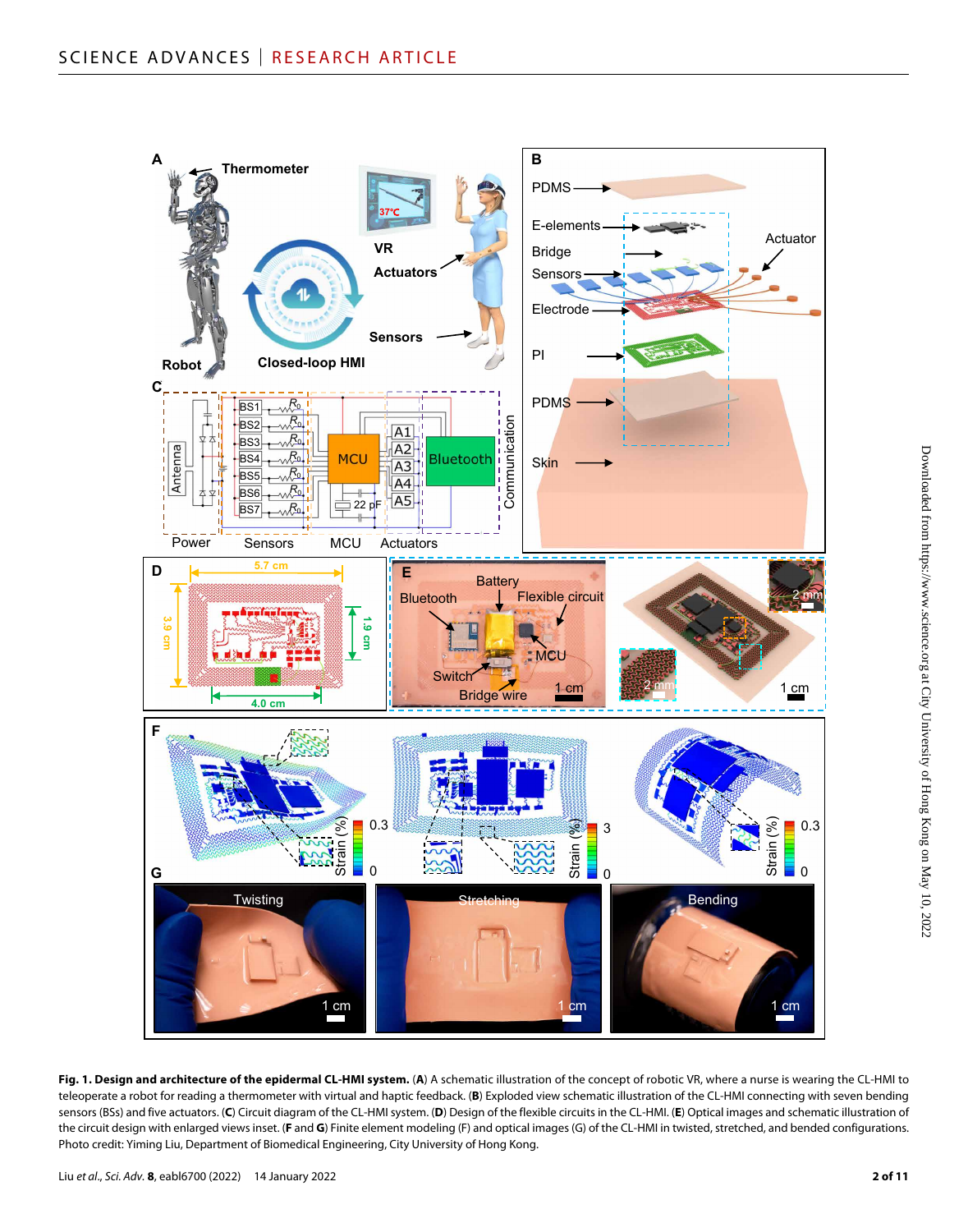**Fig. 1. Design and architecture of the epidermal CL-HMI system.** (**A**) A schematic illustration of the concept of robotic VR, where a nurse is wearing the CL-HMI to teleoperate a robot for reading a thermometer with virtual and haptic feedback. (**B**) Exploded view schematic illustration of the CL-HMI connecting with seven bending sensors (BSs) and five actuators. (**C**) Circuit diagram of the CL-HMI system. (**D**) Design of the flexible circuits in the CL-HMI. (**E**) Optical images and schematic illustration of the circuit design with enlarged views inset. (**F** and **G**) Finite element modeling (F) and optical images (G) of the CL-HMI in twisted, stretched, and bended configurations. Photo credit: Yiming Liu, Department of Biomedical Engineering, City University of Hong Kong.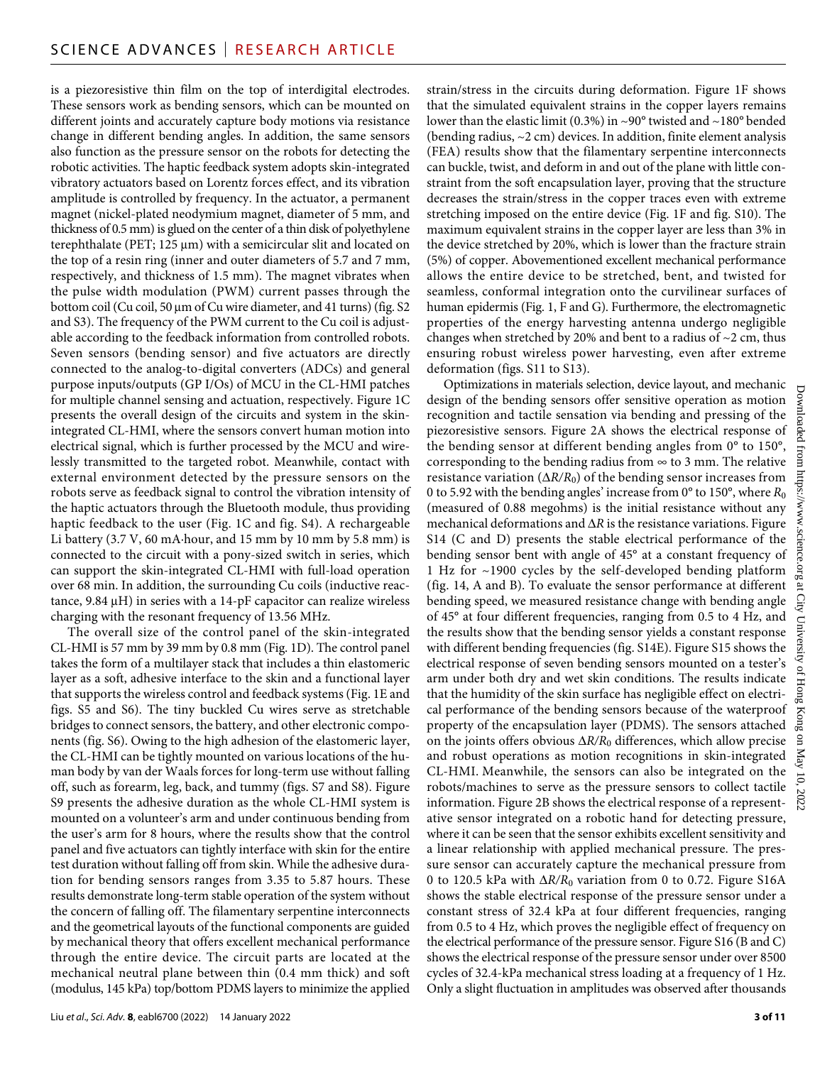is a piezoresistive thin film on the top of interdigital electrodes. These sensors work as bending sensors, which can be mounted on different joints and accurately capture body motions via resistance change in different bending angles. In addition, the same sensors also function as the pressure sensor on the robots for detecting the robotic activities. The haptic feedback system adopts skin-integrated vibratory actuators based on Lorentz forces effect, and its vibration amplitude is controlled by frequency. In the actuator, a permanent magnet (nickel-plated neodymium magnet, diameter of 5 mm, and thickness of 0.5 mm) is glued on the center of a thin disk of polyethylene terephthalate (PET; 125 μm) with a semicircular slit and located on the top of a resin ring (inner and outer diameters of 5.7 and 7 mm, respectively, and thickness of 1.5 mm). The magnet vibrates when the pulse width modulation (PWM) current passes through the bottom coil (Cu coil, 50 μm of Cu wire diameter, and 41 turns) (fig. S2 and S3). The frequency of the PWM current to the Cu coil is adjustable according to the feedback information from controlled robots. Seven sensors (bending sensor) and five actuators are directly connected to the analog-to-digital converters (ADCs) and general purpose inputs/outputs (GP I/Os) of MCU in the CL-HMI patches for multiple channel sensing and actuation, respectively. Figure 1C presents the overall design of the circuits and system in the skin-integrated CL-HMI, where the sensors convert human motion into electrical signal, which is further processed by the MCU and wirelessly transmitted to the targeted robot. Meanwhile, contact with external environment detected by the pressure sensors on the robots serve as feedback signal to control the vibration intensity of the haptic actuators through the Bluetooth module, thus providing haptic feedback to the user (Fig. 1C and fig. S4). A rechargeable Li battery (3.7 V, 60 mA·hour, and 15 mm by 10 mm by 5.8 mm) is connected to the circuit with a pony-sized switch in series, which can support the skin-integrated CL-HMI with full-load operation over 68 min. In addition, the surrounding Cu coils (inductive reactance, 9.84 μH) in series with a 14-pF capacitor can realize wireless charging with the resonant frequency of 13.56 MHz.

The overall size of the control panel of the skin-integrated CL-HMI is 57 mm by 39 mm by 0.8 mm (Fig. 1D). The control panel takes the form of a multilayer stack that includes a thin elastomeric layer as a soft, adhesive interface to the skin and a functional layer that supports the wireless control and feedback systems (Fig. 1E and figs. S5 and S6). The tiny buckled Cu wires serve as stretchable bridges to connect sensors, the battery, and other electronic components (fig. S6). Owing to the high adhesion of the elastomeric layer, the CL-HMI can be tightly mounted on various locations of the human body by van der Waals forces for long-term use without falling off, such as forearm, leg, back, and tummy (figs. S7 and S8). Figure S9 presents the adhesive duration as the whole CL-HMI system is mounted on a volunteer's arm and under continuous bending from the user's arm for 8 hours, where the results show that the control panel and five actuators can tightly interface with skin for the entire test duration without falling off from skin. While the adhesive duration for bending sensors ranges from 3.35 to 5.87 hours. These results demonstrate long-term stable operation of the system without the concern of falling off. The filamentary serpentine interconnects and the geometrical layouts of the functional components are guided by mechanical theory that offers excellent mechanical performance through the entire device. The circuit parts are located at the mechanical neutral plane between thin (0.4 mm thick) and soft (modulus, 145 kPa) top/bottom PDMS layers to minimize the applied strain/stress in the circuits during deformation. Figure 1F shows that the simulated equivalent strains in the copper layers remains lower than the elastic limit (0.3%) in ~90° twisted and ~180° bended (bending radius, ~2 cm) devices. In addition, finite element analysis (FEA) results show that the filamentary serpentine interconnects can buckle, twist, and deform in and out of the plane with little constraint from the soft encapsulation layer, proving that the structure decreases the strain/stress in the copper traces even with extreme stretching imposed on the entire device (Fig. 1F and fig. S10). The maximum equivalent strains in the copper layer are less than 3% in the device stretched by 20%, which is lower than the fracture strain (5%) of copper. Abovementioned excellent mechanical performance allows the entire device to be stretched, bent, and twisted for seamless, conformal integration onto the curvilinear surfaces of human epidermis (Fig. 1, F and G). Furthermore, the electromagnetic properties of the energy harvesting antenna undergo negligible changes when stretched by 20% and bent to a radius of ~2 cm, thus ensuring robust wireless power harvesting, even after extreme deformation (figs. S11 to S13).

Optimizations in materials selection, device layout, and mechanic design of the bending sensors offer sensitive operation as motion recognition and tactile sensation via bending and pressing of the piezoresistive sensors. Figure 2A shows the electrical response of the bending sensor at different bending angles from 0° to 150°, corresponding to the bending radius from ∞ to 3 mm. The relative resistance variation ($\Delta R/R_0$) of the bending sensor increases from 0 to 5.92 with the bending angles' increase from 0° to 150°, where $R_0$ (measured of 0.88 megohms) is the initial resistance without any mechanical deformations and $\Delta R$ is the resistance variations. Figure S14 (C and D) presents the stable electrical performance of the bending sensor bent with angle of 45° at a constant frequency of 1 Hz for ~1900 cycles by the self-developed bending platform (fig. 14, A and B). To evaluate the sensor performance at different bending speed, we measured resistance change with bending angle of 45° at four different frequencies, ranging from 0.5 to 4 Hz, and the results show that the bending sensor yields a constant response with different bending frequencies (fig. S14E). Figure S15 shows the electrical response of seven bending sensors mounted on a tester's arm under both dry and wet skin conditions. The results indicate that the humidity of the skin surface has negligible effect on electrical performance of the bending sensors because of the waterproof property of the encapsulation layer (PDMS). The sensors attached on the joints offers obvious $\Delta R/R_0$ differences, which allow precise and robust operations as motion recognitions in skin-integrated CL-HMI. Meanwhile, the sensors can also be integrated on the robots/machines to serve as the pressure sensors to collect tactile information. Figure 2B shows the electrical response of a representative sensor integrated on a robotic hand for detecting pressure, where it can be seen that the sensor exhibits excellent sensitivity and a linear relationship with applied mechanical pressure. The pressure sensor can accurately capture the mechanical pressure from 0 to 120.5 kPa with $\Delta R/R_0$ variation from 0 to 0.72. Figure S16A shows the stable electrical response of the pressure sensor under a constant stress of 32.4 kPa at four different frequencies, ranging from 0.5 to 4 Hz, which proves the negligible effect of frequency on the electrical performance of the pressure sensor. Figure S16 (B and C) shows the electrical response of the pressure sensor under over 8500 cycles of 32.4-kPa mechanical stress loading at a frequency of 1 Hz. Only a slight fluctuation in amplitudes was observed after thousands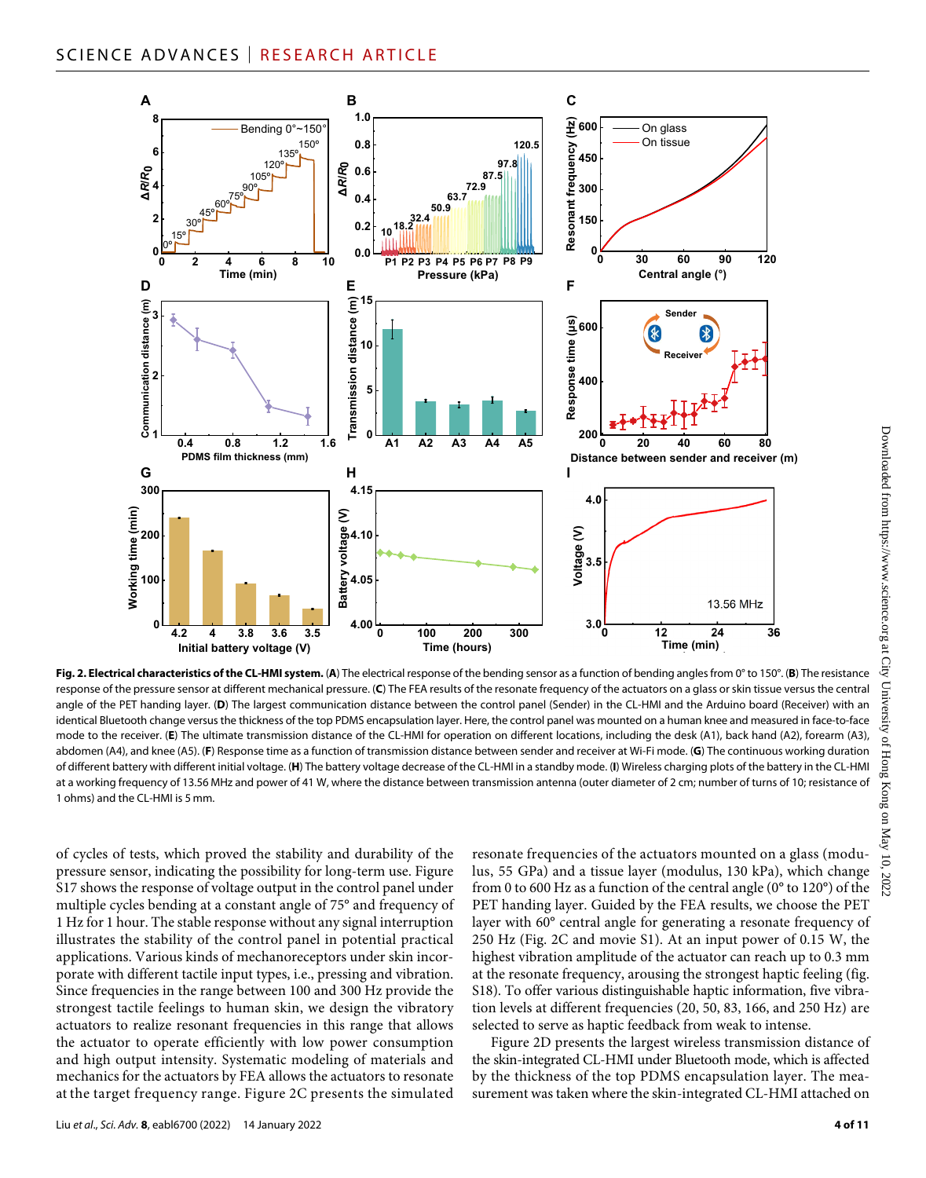**Fig. 2. Electrical characteristics of the CL-HMI system.** (**A**) The electrical response of the bending sensor as a function of bending angles from 0° to 150°. (**B**) The resistance response of the pressure sensor at different mechanical pressure. (**C**) The FEA results of the resonate frequency of the actuators on a glass or skin tissue versus the central angle of the PET handing layer. (**D**) The largest communication distance between the control panel (Sender) in the CL-HMI and the Arduino board (Receiver) with an identical Bluetooth change versus the thickness of the top PDMS encapsulation layer. Here, the control panel was mounted on a human knee and measured in face-to-face mode to the receiver. (**E**) The ultimate transmission distance of the CL-HMI for operation on different locations, including the desk (A1), back hand (A2), forearm (A3), abdomen (A4), and knee (A5). (**F**) Response time as a function of transmission distance between sender and receiver at Wi-Fi mode. (**G**) The continuous working duration of different battery with different initial voltage. (**H**) The battery voltage decrease of the CL-HMI in a standby mode. (**I**) Wireless charging plots of the battery in the CL-HMI at a working frequency of 13.56 MHz and power of 41 W, where the distance between transmission antenna (outer diameter of 2 cm; number of turns of 10; resistance of 1 ohms) and the CL-HMI is 5 mm.

of cycles of tests, which proved the stability and durability of the pressure sensor, indicating the possibility for long-term use. Figure S17 shows the response of voltage output in the control panel under multiple cycles bending at a constant angle of 75° and frequency of 1 Hz for 1 hour. The stable response without any signal interruption illustrates the stability of the control panel in potential practical applications. Various kinds of mechanoreceptors under skin incorporate with different tactile input types, i.e., pressing and vibration. Since frequencies in the range between 100 and 300 Hz provide the strongest tactile feelings to human skin, we design the vibratory actuators to realize resonant frequencies in this range that allows the actuator to operate efficiently with low power consumption and high output intensity. Systematic modeling of materials and mechanics for the actuators by FEA allows the actuators to resonate at the target frequency range. Figure 2C presents the simulated resonate frequencies of the actuators mounted on a glass (modulus, 55 GPa) and a tissue layer (modulus, 130 kPa), which change from 0 to 600 Hz as a function of the central angle (0° to 120°) of the PET handing layer. Guided by the FEA results, we choose the PET layer with 60° central angle for generating a resonate frequency of 250 Hz (Fig. 2C and movie S1). At an input power of 0.15 W, the highest vibration amplitude of the actuator can reach up to 0.3 mm at the resonate frequency, arousing the strongest haptic feeling (fig. S18). To offer various distinguishable haptic information, five vibration levels at different frequencies (20, 50, 83, 166, and 250 Hz) are selected to serve as haptic feedback from weak to intense.

Figure 2D presents the largest wireless transmission distance of the skin-integrated CL-HMI under Bluetooth mode, which is affected by the thickness of the top PDMS encapsulation layer. The measurement was taken where the skin-integrated CL-HMI attached on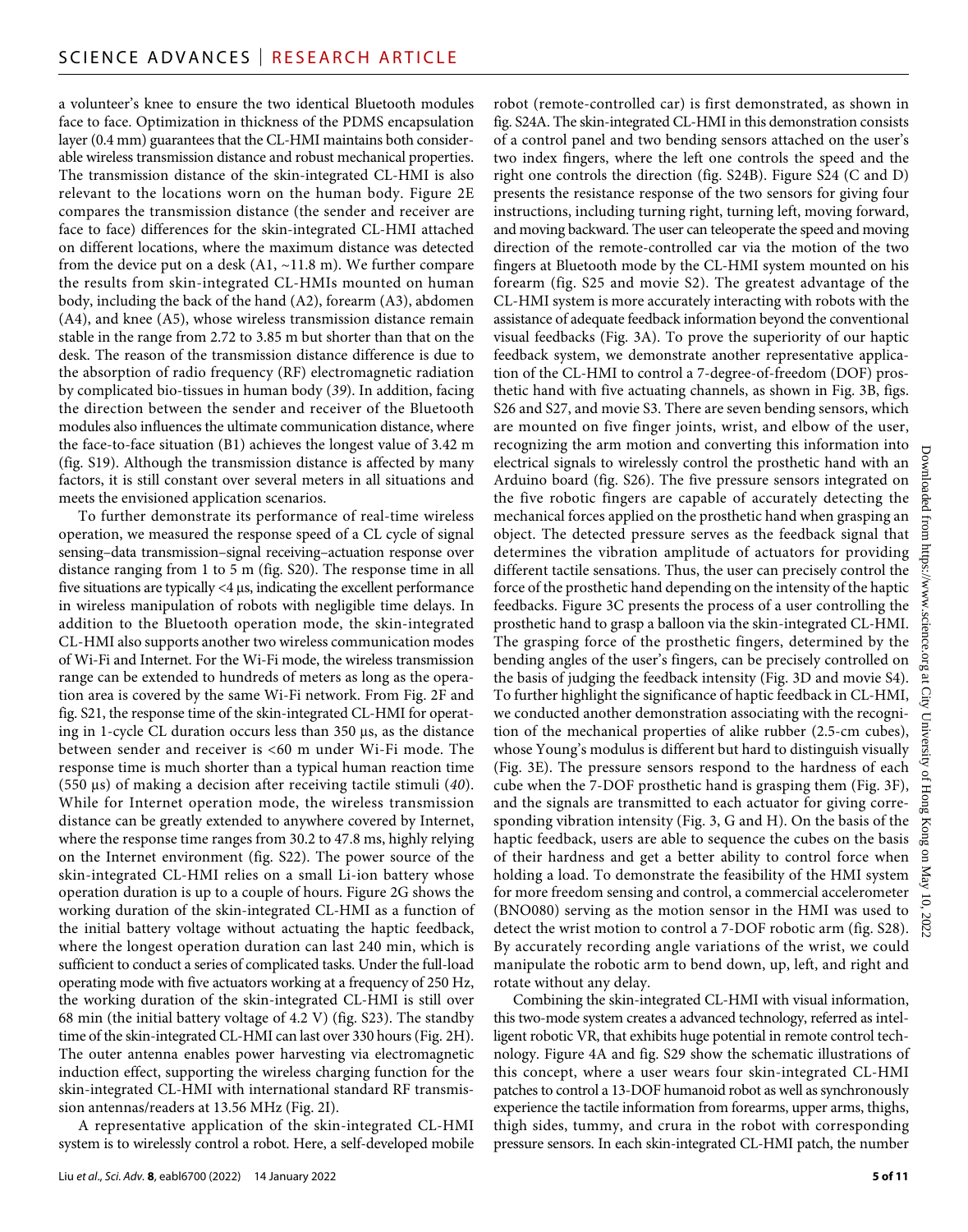a volunteer's knee to ensure the two identical Bluetooth modules face to face. Optimization in thickness of the PDMS encapsulation layer (0.4 mm) guarantees that the CL-HMI maintains both considerable wireless transmission distance and robust mechanical properties. The transmission distance of the skin-integrated CL-HMI is also relevant to the locations worn on the human body. Figure 2E compares the transmission distance (the sender and receiver are face to face) differences for the skin-integrated CL-HMI attached on different locations, where the maximum distance was detected from the device put on a desk (A1, ~11.8 m). We further compare the results from skin-integrated CL-HMIs mounted on human body, including the back of the hand (A2), forearm (A3), abdomen (A4), and knee (A5), whose wireless transmission distance remain stable in the range from 2.72 to 3.85 m but shorter than that on the desk. The reason of the transmission distance difference is due to the absorption of radio frequency (RF) electromagnetic radiation by complicated bio-tissues in human body (*39*). In addition, facing the direction between the sender and receiver of the Bluetooth modules also influences the ultimate communication distance, where the face-to-face situation (B1) achieves the longest value of 3.42 m (fig. S19). Although the transmission distance is affected by many factors, it is still constant over several meters in all situations and meets the envisioned application scenarios.

To further demonstrate its performance of real-time wireless operation, we measured the response speed of a CL cycle of signal sensing–data transmission–signal receiving–actuation response over distance ranging from 1 to 5 m (fig. S20). The response time in all five situations are typically <4 μs, indicating the excellent performance in wireless manipulation of robots with negligible time delays. In addition to the Bluetooth operation mode, the skin-integrated CL-HMI also supports another two wireless communication modes of Wi-Fi and Internet. For the Wi-Fi mode, the wireless transmission range can be extended to hundreds of meters as long as the operation area is covered by the same Wi-Fi network. From Fig. 2F and fig. S21, the response time of the skin-integrated CL-HMI for operating in 1-cycle CL duration occurs less than 350 μs, as the distance between sender and receiver is <60 m under Wi-Fi mode. The response time is much shorter than a typical human reaction time (550 μs) of making a decision after receiving tactile stimuli (*40*). While for Internet operation mode, the wireless transmission distance can be greatly extended to anywhere covered by Internet, where the response time ranges from 30.2 to 47.8 ms, highly relying on the Internet environment (fig. S22). The power source of the skin-integrated CL-HMI relies on a small Li-ion battery whose operation duration is up to a couple of hours. Figure 2G shows the working duration of the skin-integrated CL-HMI as a function of the initial battery voltage without actuating the haptic feedback, where the longest operation duration can last 240 min, which is sufficient to conduct a series of complicated tasks. Under the full-load operating mode with five actuators working at a frequency of 250 Hz, the working duration of the skin-integrated CL-HMI is still over 68 min (the initial battery voltage of 4.2 V) (fig. S23). The standby time of the skin-integrated CL-HMI can last over 330 hours (Fig. 2H). The outer antenna enables power harvesting via electromagnetic induction effect, supporting the wireless charging function for the skin-integrated CL-HMI with international standard RF transmission antennas/readers at 13.56 MHz (Fig. 2I).

A representative application of the skin-integrated CL-HMI system is to wirelessly control a robot. Here, a self-developed mobile robot (remote-controlled car) is first demonstrated, as shown in fig. S24A. The skin-integrated CL-HMI in this demonstration consists of a control panel and two bending sensors attached on the user's two index fingers, where the left one controls the speed and the right one controls the direction (fig. S24B). Figure S24 (C and D) presents the resistance response of the two sensors for giving four instructions, including turning right, turning left, moving forward, and moving backward. The user can teleoperate the speed and moving direction of the remote-controlled car via the motion of the two fingers at Bluetooth mode by the CL-HMI system mounted on his forearm (fig. S25 and movie S2). The greatest advantage of the CL-HMI system is more accurately interacting with robots with the assistance of adequate feedback information beyond the conventional visual feedbacks (Fig. 3A). To prove the superiority of our haptic feedback system, we demonstrate another representative application of the CL-HMI to control a 7-degree-of-freedom (DOF) prosthetic hand with five actuating channels, as shown in Fig. 3B, figs. S26 and S27, and movie S3. There are seven bending sensors, which are mounted on five finger joints, wrist, and elbow of the user, recognizing the arm motion and converting this information into electrical signals to wirelessly control the prosthetic hand with an Arduino board (fig. S26). The five pressure sensors integrated on the five robotic fingers are capable of accurately detecting the mechanical forces applied on the prosthetic hand when grasping an object. The detected pressure serves as the feedback signal that determines the vibration amplitude of actuators for providing different tactile sensations. Thus, the user can precisely control the force of the prosthetic hand depending on the intensity of the haptic feedbacks. Figure 3C presents the process of a user controlling the prosthetic hand to grasp a balloon via the skin-integrated CL-HMI. The grasping force of the prosthetic fingers, determined by the bending angles of the user's fingers, can be precisely controlled on the basis of judging the feedback intensity (Fig. 3D and movie S4). To further highlight the significance of haptic feedback in CL-HMI, we conducted another demonstration associating with the recognition of the mechanical properties of alike rubber (2.5-cm cubes), whose Young's modulus is different but hard to distinguish visually (Fig. 3E). The pressure sensors respond to the hardness of each cube when the 7-DOF prosthetic hand is grasping them (Fig. 3F), and the signals are transmitted to each actuator for giving corresponding vibration intensity (Fig. 3, G and H). On the basis of the haptic feedback, users are able to sequence the cubes on the basis of their hardness and get a better ability to control force when holding a load. To demonstrate the feasibility of the HMI system for more freedom sensing and control, a commercial accelerometer (BNO080) serving as the motion sensor in the HMI was used to detect the wrist motion to control a 7-DOF robotic arm (fig. S28). By accurately recording angle variations of the wrist, we could manipulate the robotic arm to bend down, up, left, and right and rotate without any delay.

Combining the skin-integrated CL-HMI with visual information, this two-mode system creates a advanced technology, referred as intelligent robotic VR, that exhibits huge potential in remote control technology. Figure 4A and fig. S29 show the schematic illustrations of this concept, where a user wears four skin-integrated CL-HMI patches to control a 13-DOF humanoid robot as well as synchronously experience the tactile information from forearms, upper arms, thighs, thigh sides, tummy, and crura in the robot with corresponding pressure sensors. In each skin-integrated CL-HMI patch, the number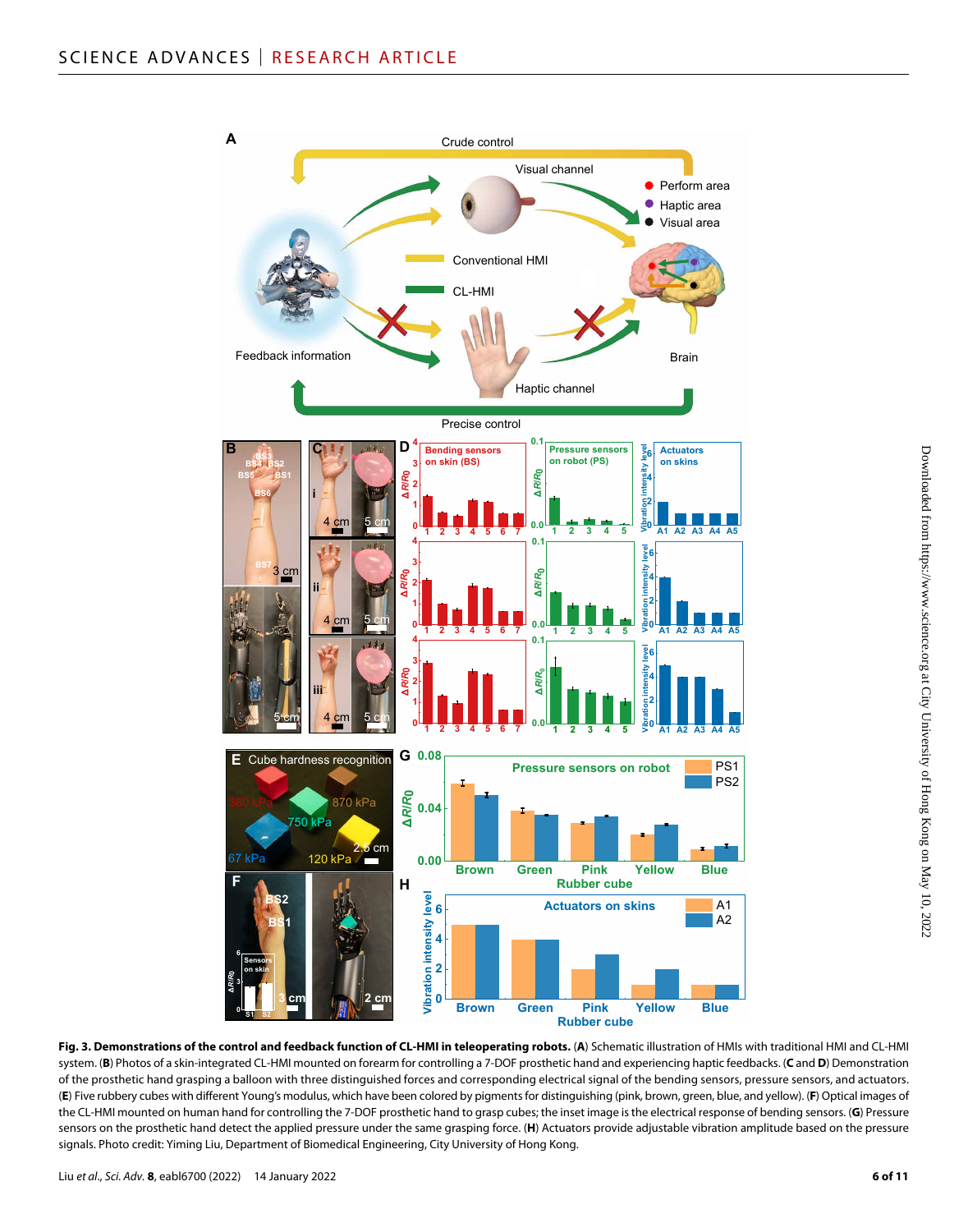**Fig. 3. Demonstrations of the control and feedback function of CL-HMI in teleoperating robots.** (**A**) Schematic illustration of HMIs with traditional HMI and CL-HMI system. (**B**) Photos of a skin-integrated CL-HMI mounted on forearm for controlling a 7-DOF prosthetic hand and experiencing haptic feedbacks. (**C** and **D**) Demonstration of the prosthetic hand grasping a balloon with three distinguished forces and corresponding electrical signal of the bending sensors, pressure sensors, and actuators. (**E**) Five rubbery cubes with different Young's modulus, which have been colored by pigments for distinguishing (pink, brown, green, blue, and yellow). (**F**) Optical images of the CL-HMI mounted on human hand for controlling the 7-DOF prosthetic hand to grasp cubes; the inset image is the electrical response of bending sensors. (**G**) Pressure sensors on the prosthetic hand detect the applied pressure under the same grasping force. (**H**) Actuators provide adjustable vibration amplitude based on the pressure signals. Photo credit: Yiming Liu, Department of Biomedical Engineering, City University of Hong Kong.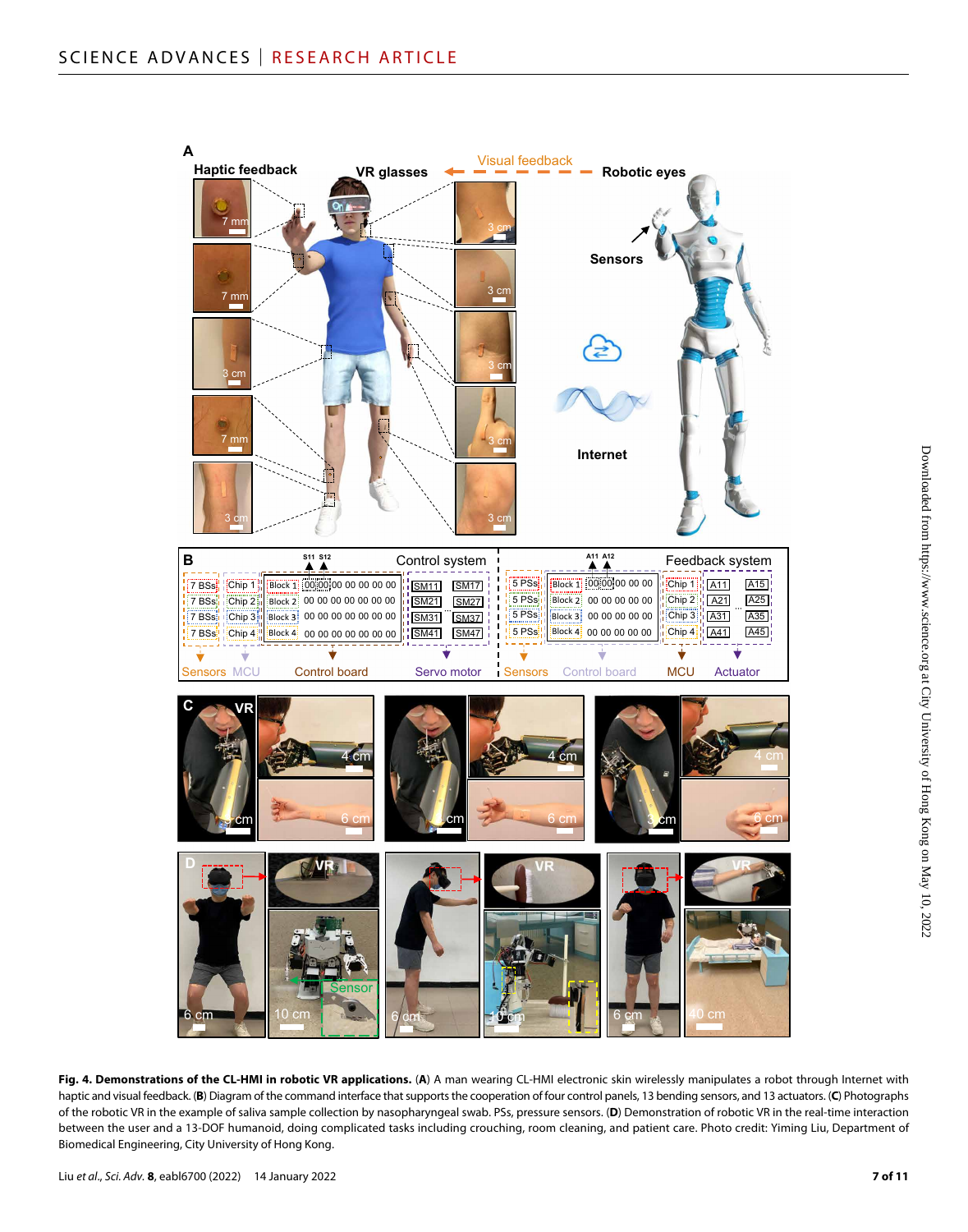**Fig. 4. Demonstrations of the CL-HMI in robotic VR applications.** (**A**) A man wearing CL-HMI electronic skin wirelessly manipulates a robot through Internet with haptic and visual feedback. (**B**) Diagram of the command interface that supports the cooperation of four control panels, 13 bending sensors, and 13 actuators. (**C**) Photographs of the robotic VR in the example of saliva sample collection by nasopharyngeal swab. PSs, pressure sensors. (**D**) Demonstration of robotic VR in the real-time interaction between the user and a 13-DOF humanoid, doing complicated tasks including crouching, room cleaning, and patient care. Photo credit: Yiming Liu, Department of Biomedical Engineering, City University of Hong Kong.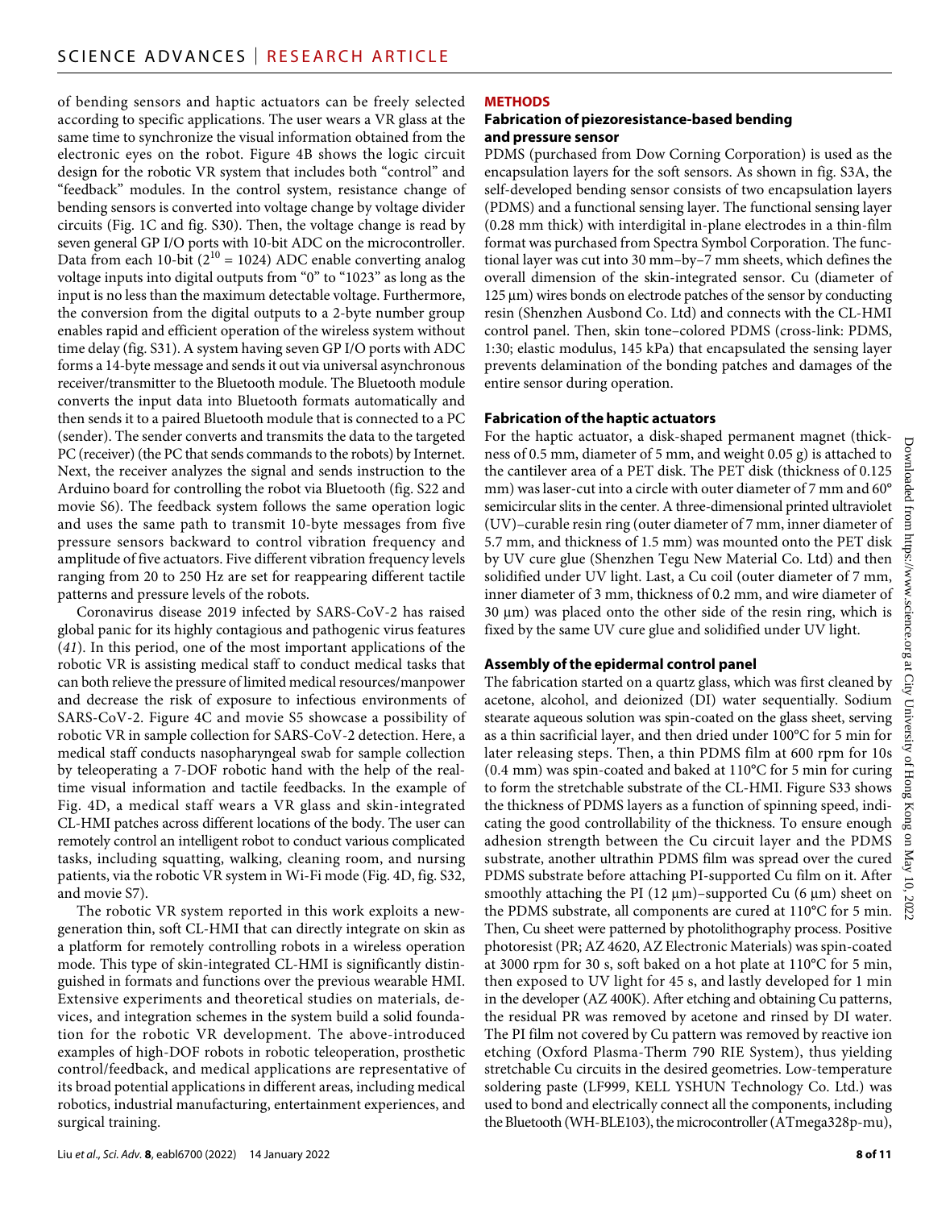of bending sensors and haptic actuators can be freely selected according to specific applications. The user wears a VR glass at the same time to synchronize the visual information obtained from the electronic eyes on the robot. Figure 4B shows the logic circuit design for the robotic VR system that includes both "control" and "feedback" modules. In the control system, resistance change of bending sensors is converted into voltage change by voltage divider circuits (Fig. 1C and fig. S30). Then, the voltage change is read by seven general GP I/O ports with 10-bit ADC on the microcontroller. Data from each 10-bit ($2^{10}$ = 1024) ADC enable converting analog voltage inputs into digital outputs from "0" to "1023" as long as the input is no less than the maximum detectable voltage. Furthermore, the conversion from the digital outputs to a 2-byte number group enables rapid and efficient operation of the wireless system without time delay (fig. S31). A system having seven GP I/O ports with ADC forms a 14-byte message and sends it out via universal asynchronous receiver/transmitter to the Bluetooth module. The Bluetooth module converts the input data into Bluetooth formats automatically and then sends it to a paired Bluetooth module that is connected to a PC (sender). The sender converts and transmits the data to the targeted PC (receiver) (the PC that sends commands to the robots) by Internet. Next, the receiver analyzes the signal and sends instruction to the Arduino board for controlling the robot via Bluetooth (fig. S22 and movie S6). The feedback system follows the same operation logic and uses the same path to transmit 10-byte messages from five pressure sensors backward to control vibration frequency and amplitude of five actuators. Five different vibration frequency levels ranging from 20 to 250 Hz are set for reappearing different tactile patterns and pressure levels of the robots.

Coronavirus disease 2019 infected by SARS-CoV-2 has raised global panic for its highly contagious and pathogenic virus features (*41*). In this period, one of the most important applications of the robotic VR is assisting medical staff to conduct medical tasks that can both relieve the pressure of limited medical resources/manpower and decrease the risk of exposure to infectious environments of SARS-CoV-2. Figure 4C and movie S5 showcase a possibility of robotic VR in sample collection for SARS-CoV-2 detection. Here, a medical staff conducts nasopharyngeal swab for sample collection by teleoperating a 7-DOF robotic hand with the help of the real-time visual information and tactile feedbacks. In the example of Fig. 4D, a medical staff wears a VR glass and skin-integrated CL-HMI patches across different locations of the body. The user can remotely control an intelligent robot to conduct various complicated tasks, including squatting, walking, cleaning room, and nursing patients, via the robotic VR system in Wi-Fi mode (Fig. 4D, fig. S32, and movie S7).

The robotic VR system reported in this work exploits a new-generation thin, soft CL-HMI that can directly integrate on skin as a platform for remotely controlling robots in a wireless operation mode. This type of skin-integrated CL-HMI is significantly distinguished in formats and functions over the previous wearable HMI. Extensive experiments and theoretical studies on materials, devices, and integration schemes in the system build a solid foundation for the robotic VR development. The above-introduced examples of high-DOF robots in robotic teleoperation, prosthetic control/feedback, and medical applications are representative of its broad potential applications in different areas, including medical robotics, industrial manufacturing, entertainment experiences, and surgical training.

## METHODS

### Fabrication of piezoresistance-based bending and pressure sensor

PDMS (purchased from Dow Corning Corporation) is used as the encapsulation layers for the soft sensors. As shown in fig. S3A, the self-developed bending sensor consists of two encapsulation layers (PDMS) and a functional sensing layer. The functional sensing layer (0.28 mm thick) with interdigital in-plane electrodes in a thin-film format was purchased from Spectra Symbol Corporation. The functional layer was cut into 30 mm–by–7 mm sheets, which defines the overall dimension of the skin-integrated sensor. Cu (diameter of 125 μm) wires bonds on electrode patches of the sensor by conducting resin (Shenzhen Ausbond Co. Ltd) and connects with the CL-HMI control panel. Then, skin tone–colored PDMS (cross-link: PDMS, 1:30; elastic modulus, 145 kPa) that encapsulated the sensing layer prevents delamination of the bonding patches and damages of the entire sensor during operation.

### Fabrication of the haptic actuators

For the haptic actuator, a disk-shaped permanent magnet (thickness of 0.5 mm, diameter of 5 mm, and weight 0.05 g) is attached to the cantilever area of a PET disk. The PET disk (thickness of 0.125 mm) was laser-cut into a circle with outer diameter of 7 mm and 60° semicircular slits in the center. A three-dimensional printed ultraviolet (UV)–curable resin ring (outer diameter of 7 mm, inner diameter of 5.7 mm, and thickness of 1.5 mm) was mounted onto the PET disk by UV cure glue (Shenzhen Tegu New Material Co. Ltd) and then solidified under UV light. Last, a Cu coil (outer diameter of 7 mm, inner diameter of 3 mm, thickness of 0.2 mm, and wire diameter of 30 μm) was placed onto the other side of the resin ring, which is fixed by the same UV cure glue and solidified under UV light.

### Assembly of the epidermal control panel

The fabrication started on a quartz glass, which was first cleaned by acetone, alcohol, and deionized (DI) water sequentially. Sodium stearate aqueous solution was spin-coated on the glass sheet, serving as a thin sacrificial layer, and then dried under 100°C for 5 min for later releasing steps. Then, a thin PDMS film at 600 rpm for 10s (0.4 mm) was spin-coated and baked at 110°C for 5 min for curing to form the stretchable substrate of the CL-HMI. Figure S33 shows the thickness of PDMS layers as a function of spinning speed, indicating the good controllability of the thickness. To ensure enough adhesion strength between the Cu circuit layer and the PDMS substrate, another ultrathin PDMS film was spread over the cured PDMS substrate before attaching PI-supported Cu film on it. After smoothly attaching the PI (12 μm)–supported Cu (6 μm) sheet on the PDMS substrate, all components are cured at 110°C for 5 min. Then, Cu sheet were patterned by photolithography process. Positive photoresist (PR; AZ 4620, AZ Electronic Materials) was spin-coated at 3000 rpm for 30 s, soft baked on a hot plate at 110°C for 5 min, then exposed to UV light for 45 s, and lastly developed for 1 min in the developer (AZ 400K). After etching and obtaining Cu patterns, the residual PR was removed by acetone and rinsed by DI water. The PI film not covered by Cu pattern was removed by reactive ion etching (Oxford Plasma-Therm 790 RIE System), thus yielding stretchable Cu circuits in the desired geometries. Low-temperature soldering paste (LF999, KELL YSHUN Technology Co. Ltd.) was used to bond and electrically connect all the components, including the Bluetooth (WH-BLE103), the microcontroller (ATmega328p-mu),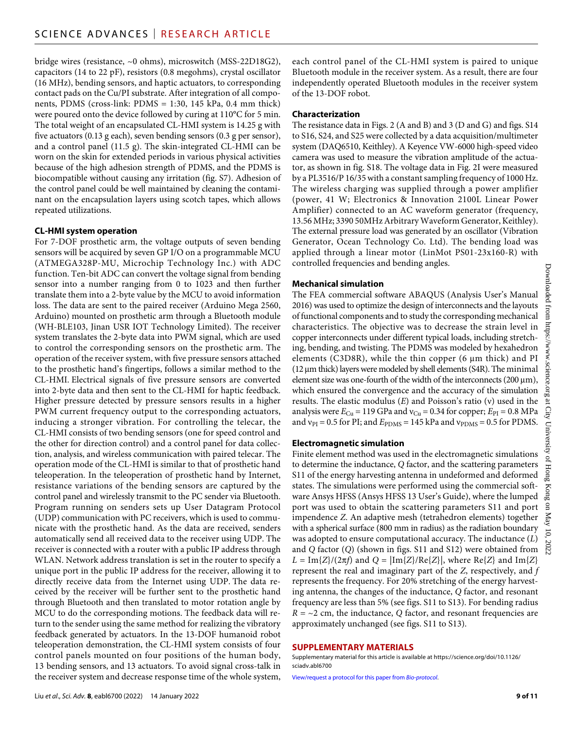bridge wires (resistance, ~0 ohms), microswitch (MSS-22D18G2), capacitors (14 to 22 pF), resistors (0.8 megohms), crystal oscillator (16 MHz), bending sensors, and haptic actuators, to corresponding contact pads on the Cu/PI substrate. After integration of all components, PDMS (cross-link: PDMS = 1:30, 145 kPa, 0.4 mm thick) were poured onto the device followed by curing at 110°C for 5 min. The total weight of an encapsulated CL-HMI system is 14.25 g with five actuators (0.13 g each), seven bending sensors (0.3 g per sensor), and a control panel (11.5 g). The skin-integrated CL-HMI can be worn on the skin for extended periods in various physical activities because of the high adhesion strength of PDMS, and the PDMS is biocompatible without causing any irritation (fig. S7). Adhesion of the control panel could be well maintained by cleaning the contaminant on the encapsulation layers using scotch tapes, which allows repeated utilizations.

### CL-HMI system operation

For 7-DOF prosthetic arm, the voltage outputs of seven bending sensors will be acquired by seven GP I/O on a programmable MCU (ATMEGA328P-MU, Microchip Technology Inc.) with ADC function. Ten-bit ADC can convert the voltage signal from bending sensor into a number ranging from 0 to 1023 and then further translate them into a 2-byte value by the MCU to avoid information loss. The data are sent to the paired receiver (Arduino Mega 2560, Arduino) mounted on prosthetic arm through a Bluetooth module (WH-BLE103, Jinan USR IOT Technology Limited). The receiver system translates the 2-byte data into PWM signal, which are used to control the corresponding sensors on the prosthetic arm. The operation of the receiver system, with five pressure sensors attached to the prosthetic hand's fingertips, follows a similar method to the CL-HMI. Electrical signals of five pressure sensors are converted into 2-byte data and then sent to the CL-HMI for haptic feedback. Higher pressure detected by pressure sensors results in a higher PWM current frequency output to the corresponding actuators, inducing a stronger vibration. For controlling the telecar, the CL-HMI consists of two bending sensors (one for speed control and the other for direction control) and a control panel for data collection, analysis, and wireless communication with paired telecar. The operation mode of the CL-HMI is similar to that of prosthetic hand teleoperation. In the teleoperation of prosthetic hand by Internet, resistance variations of the bending sensors are captured by the control panel and wirelessly transmit to the PC sender via Bluetooth. Program running on senders sets up User Datagram Protocol (UDP) communication with PC receivers, which is used to communicate with the prosthetic hand. As the data are received, senders automatically send all received data to the receiver using UDP. The receiver is connected with a router with a public IP address through WLAN. Network address translation is set in the router to specify a unique port in the public IP address for the receiver, allowing it to directly receive data from the Internet using UDP. The data received by the receiver will be further sent to the prosthetic hand through Bluetooth and then translated to motor rotation angle by MCU to do the corresponding motions. The feedback data will return to the sender using the same method for realizing the vibratory feedback generated by actuators. In the 13-DOF humanoid robot teleoperation demonstration, the CL-HMI system consists of four control panels mounted on four positions of the human body, 13 bending sensors, and 13 actuators. To avoid signal cross-talk in the receiver system and decrease response time of the whole system, each control panel of the CL-HMI system is paired to unique Bluetooth module in the receiver system. As a result, there are four independently operated Bluetooth modules in the receiver system of the 13-DOF robot.

### Characterization

The resistance data in Figs. 2 (A and B) and 3 (D and G) and figs. S14 to S16, S24, and S25 were collected by a data acquisition/multimeter system (DAQ6510, Keithley). A Keyence VW-6000 high-speed video camera was used to measure the vibration amplitude of the actuator, as shown in fig. S18. The voltage data in Fig. 2I were measured by a PL3516/P 16/35 with a constant sampling frequency of 1000 Hz. The wireless charging was supplied through a power amplifier (power, 41 W; Electronics & Innovation 2100L Linear Power Amplifier) connected to an AC waveform generator (frequency, 13.56 MHz; 3390 50MHz Arbitrary Waveform Generator, Keithley). The external pressure load was generated by an oscillator (Vibration Generator, Ocean Technology Co. Ltd). The bending load was applied through a linear motor (LinMot PS01-23x160-R) with controlled frequencies and bending angles.

### Mechanical simulation

The FEA commercial software ABAQUS (Analysis User's Manual 2016) was used to optimize the design of interconnects and the layouts of functional components and to study the corresponding mechanical characteristics. The objective was to decrease the strain level in copper interconnects under different typical loads, including stretching, bending, and twisting. The PDMS was modeled by hexahedron elements (C3D8R), while the thin copper (6 μm thick) and PI (12 μm thick) layers were modeled by shell elements (S4R). The minimal element size was one-fourth of the width of the interconnects (200 μm), which ensured the convergence and the accuracy of the simulation results. The elastic modulus ($E$) and Poisson's ratio ($\nu$) used in the analysis were $E_{Cu}$ = 119 GPa and $\nu_{Cu}$ = 0.34 for copper; $E_{PI}$ = 0.8 MPa and $\nu_{PI}$ = 0.5 for PI; and $E_{PDMS}$ = 145 kPa and $\nu_{PDMS}$ = 0.5 for PDMS.

### Electromagnetic simulation

Finite element method was used in the electromagnetic simulations to determine the inductance, $Q$ factor, and the scattering parameters S11 of the energy harvesting antenna in undeformed and deformed states. The simulations were performed using the commercial software Ansys HFSS (Ansys HFSS 13 User's Guide), where the lumped port was used to obtain the scattering parameters S11 and port impendence $Z$. An adaptive mesh (tetrahedron elements) together with a spherical surface (800 mm in radius) as the radiation boundary was adopted to ensure computational accuracy. The inductance ($L$) and $Q$ factor ($Q$) (shown in figs. S11 and S12) were obtained from $L = \mathrm{Im}\{Z\}/(2\pi f)$ and $Q = |\mathrm{Im}\{Z\}/\mathrm{Re}\{Z\}|$, where $\mathrm{Re}\{Z\}$ and $\mathrm{Im}\{Z\}$ represent the real and imaginary part of the $Z$, respectively, and $f$ represents the frequency. For 20% stretching of the energy harvesting antenna, the changes of the inductance, $Q$ factor, and resonant frequency are less than 5% (see figs. S11 to S13). For bending radius $R$ = ~2 cm, the inductance, $Q$ factor, and resonant frequencies are approximately unchanged (see figs. S11 to S13).

## SUPPLEMENTARY MATERIALS

Supplementary material for this article is available at https://science.org/doi/10.1126/sciadv.abl6700

View/request a protocol for this paper from *Bio-protocol*.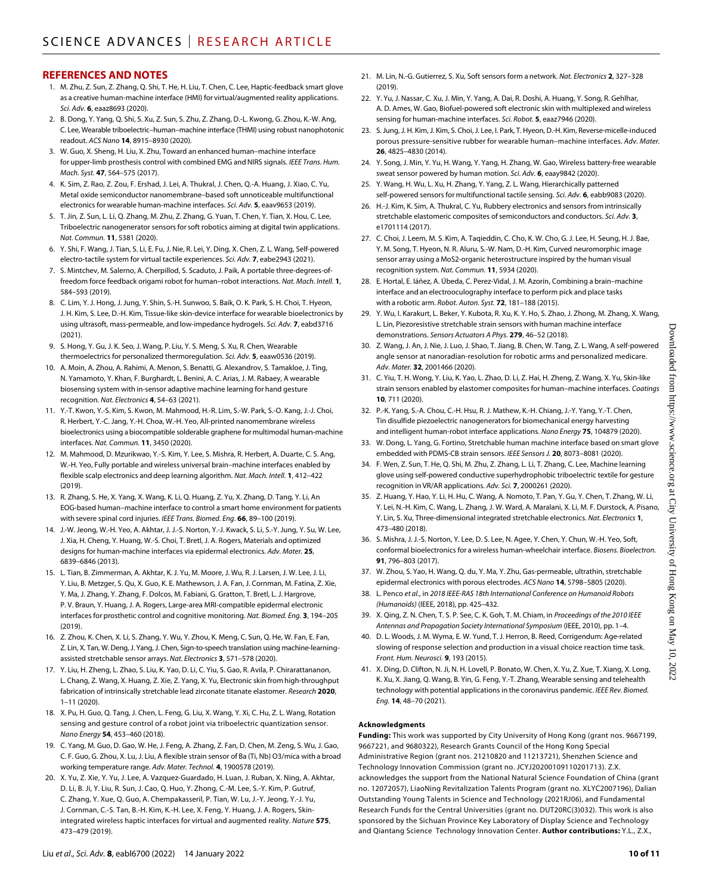## REFERENCES AND NOTES

1. M. Zhu, Z. Sun, Z. Zhang, Q. Shi, T. He, H. Liu, T. Chen, C. Lee, Haptic-feedback smart glove as a creative human-machine interface (HMI) for virtual/augmented reality applications. *Sci. Adv.* **6**, eaaz8693 (2020).
2. B. Dong, Y. Yang, Q. Shi, S. Xu, Z. Sun, S. Zhu, Z. Zhang, D.-L. Kwong, G. Zhou, K.-W. Ang, C. Lee, Wearable triboelectric–human–machine interface (THMI) using robust nanophotonic readout. *ACS Nano* **14**, 8915–8930 (2020).
3. W. Guo, X. Sheng, H. Liu, X. Zhu, Toward an enhanced human–machine interface for upper-limb prosthesis control with combined EMG and NIRS signals. *IEEE Trans. Hum. Mach. Syst.* **47**, 564–575 (2017).
4. K. Sim, Z. Rao, Z. Zou, F. Ershad, J. Lei, A. Thukral, J. Chen, Q.-A. Huang, J. Xiao, C. Yu, Metal oxide semiconductor nanomembrane–based soft unnoticeable multifunctional electronics for wearable human-machine interfaces. *Sci. Adv.* **5**, eaav9653 (2019).
5. T. Jin, Z. Sun, L. Li, Q. Zhang, M. Zhu, Z. Zhang, G. Yuan, T. Chen, Y. Tian, X. Hou, C. Lee, Triboelectric nanogenerator sensors for soft robotics aiming at digital twin applications. *Nat. Commun.* **11**, 5381 (2020).
6. Y. Shi, F. Wang, J. Tian, S. Li, E. Fu, J. Nie, R. Lei, Y. Ding, X. Chen, Z. L. Wang, Self-powered electro-tactile system for virtual tactile experiences. *Sci. Adv.* **7**, eabe2943 (2021).
7. S. Mintchev, M. Salerno, A. Cherpillod, S. Scaduto, J. Paik, A portable three-degrees-of-freedom force feedback origami robot for human–robot interactions. *Nat. Mach. Intell.* **1**, 584–593 (2019).
8. C. Lim, Y. J. Hong, J. Jung, Y. Shin, S.-H. Sunwoo, S. Baik, O. K. Park, S. H. Choi, T. Hyeon, J. H. Kim, S. Lee, D.-H. Kim, Tissue-like skin-device interface for wearable bioelectronics by using ultrasoft, mass-permeable, and low-impedance hydrogels. *Sci. Adv.* **7**, eabd3716 (2021).
9. S. Hong, Y. Gu, J. K. Seo, J. Wang, P. Liu, Y. S. Meng, S. Xu, R. Chen, Wearable thermoelectrics for personalized thermoregulation. *Sci. Adv.* **5**, eaaw0536 (2019).
10. A. Moin, A. Zhou, A. Rahimi, A. Menon, S. Benatti, G. Alexandrov, S. Tamakloe, J. Ting, N. Yamamoto, Y. Khan, F. Burghardt, L. Benini, A. C. Arias, J. M. Rabaey, A wearable biosensing system with in-sensor adaptive machine learning for hand gesture recognition. *Nat. Electronics* **4**, 54–63 (2021).
11. Y.-T. Kwon, Y.-S. Kim, S. Kwon, M. Mahmood, H.-R. Lim, S.-W. Park, S.-O. Kang, J.-J. Choi, R. Herbert, Y.-C. Jang, Y.-H. Choa, W.-H. Yeo, All-printed nanomembrane wireless bioelectronics using a biocompatible solderable graphene for multimodal human-machine interfaces. *Nat. Commun.* **11**, 3450 (2020).
12. M. Mahmood, D. Mzurikwao, Y.-S. Kim, Y. Lee, S. Mishra, R. Herbert, A. Duarte, C. S. Ang, W.-H. Yeo, Fully portable and wireless universal brain–machine interfaces enabled by flexible scalp electronics and deep learning algorithm. *Nat. Mach. Intell.* **1**, 412–422 (2019).
13. R. Zhang, S. He, X. Yang, X. Wang, K. Li, Q. Huang, Z. Yu, X. Zhang, D. Tang, Y. Li, An EOG-based human–machine interface to control a smart home environment for patients with severe spinal cord injuries. *IEEE Trans. Biomed. Eng.* **66**, 89–100 (2019).
14. J.-W. Jeong, W.-H. Yeo, A. Akhtar, J. J.-S. Norton, Y.-J. Kwack, S. Li, S.-Y. Jung, Y. Su, W. Lee, J. Xia, H. Cheng, Y. Huang, W.-S. Choi, T. Bretl, J. A. Rogers, Materials and optimized designs for human-machine interfaces via epidermal electronics. *Adv. Mater.* **25**, 6839–6846 (2013).
15. L. Tian, B. Zimmerman, A. Akhtar, K. J. Yu, M. Moore, J. Wu, R. J. Larsen, J. W. Lee, J. Li, Y. Liu, B. Metzger, S. Qu, X. Guo, K. E. Mathewson, J. A. Fan, J. Cornman, M. Fatina, Z. Xie, Y. Ma, J. Zhang, Y. Zhang, F. Dolcos, M. Fabiani, G. Gratton, T. Bretl, L. J. Hargrove, P. V. Braun, Y. Huang, J. A. Rogers, Large-area MRI-compatible epidermal electronic interfaces for prosthetic control and cognitive monitoring. *Nat. Biomed. Eng.* **3**, 194–205 (2019).
16. Z. Zhou, K. Chen, X. Li, S. Zhang, Y. Wu, Y. Zhou, K. Meng, C. Sun, Q. He, W. Fan, E. Fan, Z. Lin, X. Tan, W. Deng, J. Yang, J. Chen, Sign-to-speech translation using machine-learning-assisted stretchable sensor arrays. *Nat. Electronics* **3**, 571–578 (2020).
17. Y. Liu, H. Zheng, L. Zhao, S. Liu, K. Yao, D. Li, C. Yiu, S. Gao, R. Avila, P. Chirarattananon, L. Chang, Z. Wang, X. Huang, Z. Xie, Z. Yang, X. Yu, Electronic skin from high-throughput fabrication of intrinsically stretchable lead zirconate titanate elastomer. *Research* **2020**, 1–11 (2020).
18. X. Pu, H. Guo, Q. Tang, J. Chen, L. Feng, G. Liu, X. Wang, Y. Xi, C. Hu, Z. L. Wang, Rotation sensing and gesture control of a robot joint via triboelectric quantization sensor. *Nano Energy* **54**, 453–460 (2018).
19. C. Yang, M. Guo, D. Gao, W. He, J. Feng, A. Zhang, Z. Fan, D. Chen, M. Zeng, S. Wu, J. Gao, C. F. Guo, G. Zhou, X. Lu, J. Liu, A flexible strain sensor of Ba (Ti, Nb) O3/mica with a broad working temperature range. *Adv. Mater. Technol.* **4**, 1900578 (2019).
20. X. Yu, Z. Xie, Y. Yu, J. Lee, A. Vazquez-Guardado, H. Luan, J. Ruban, X. Ning, A. Akhtar, D. Li, B. Ji, Y. Liu, R. Sun, J. Cao, Q. Huo, Y. Zhong, C.-M. Lee, S.-Y. Kim, P. Gutruf, C. Zhang, Y. Xue, Q. Guo, A. Chempakasseril, P. Tian, W. Lu, J.-Y. Jeong, Y.-J. Yu, J. Cornman, C.-S. Tan, B.-H. Kim, K.-H. Lee, X. Feng, Y. Huang, J. A. Rogers, Skin-integrated wireless haptic interfaces for virtual and augmented reality. *Nature* **575**, 473–479 (2019).
21. M. Lin, N.-G. Gutierrez, S. Xu, Soft sensors form a network. *Nat. Electronics* **2**, 327–328 (2019).
22. Y. Yu, J. Nassar, C. Xu, J. Min, Y. Yang, A. Dai, R. Doshi, A. Huang, Y. Song, R. Gehlhar, A. D. Ames, W. Gao, Biofuel-powered soft electronic skin with multiplexed and wireless sensing for human-machine interfaces. *Sci. Robot.* **5**, eaaz7946 (2020).
23. S. Jung, J. H. Kim, J. Kim, S. Choi, J. Lee, I. Park, T. Hyeon, D.-H. Kim, Reverse-micelle-induced porous pressure-sensitive rubber for wearable human–machine interfaces. *Adv. Mater.* **26**, 4825–4830 (2014).
24. Y. Song, J. Min, Y. Yu, H. Wang, Y. Yang, H. Zhang, W. Gao, Wireless battery-free wearable sweat sensor powered by human motion. *Sci. Adv.* **6**, eaay9842 (2020).
25. Y. Wang, H. Wu, L. Xu, H. Zhang, Y. Yang, Z. L. Wang, Hierarchically patterned self-powered sensors for multifunctional tactile sensing. *Sci. Adv.* **6**, eabb9083 (2020).
26. H.-J. Kim, K. Sim, A. Thukral, C. Yu, Rubbery electronics and sensors from intrinsically stretchable elastomeric composites of semiconductors and conductors. *Sci. Adv.* **3**, e1701114 (2017).
27. C. Choi, J. Leem, M. S. Kim, A. Taqieddin, C. Cho, K. W. Cho, G. J. Lee, H. Seung, H. J. Bae, Y. M. Song, T. Hyeon, N. R. Aluru, S.-W. Nam, D.-H. Kim, Curved neuromorphic image sensor array using a MoS2-organic heterostructure inspired by the human visual recognition system. *Nat. Commun.* **11**, 5934 (2020).
28. E. Hortal, E. Iáñez, A. Úbeda, C. Perez-Vidal, J. M. Azorín, Combining a brain–machine interface and an electrooculography interface to perform pick and place tasks with a robotic arm. *Robot. Auton. Syst.* **72**, 181–188 (2015).
29. Y. Wu, I. Karakurt, L. Beker, Y. Kubota, R. Xu, K. Y. Ho, S. Zhao, J. Zhong, M. Zhang, X. Wang, L. Lin, Piezoresistive stretchable strain sensors with human machine interface demonstrations. *Sensors Actuators A Phys.* **279**, 46–52 (2018).
30. Z. Wang, J. An, J. Nie, J. Luo, J. Shao, T. Jiang, B. Chen, W. Tang, Z. L. Wang, A self-powered angle sensor at nanoradian-resolution for robotic arms and personalized medicare. *Adv. Mater.* **32**, 2001466 (2020).
31. C. Yiu, T. H. Wong, Y. Liu, K. Yao, L. Zhao, D. Li, Z. Hai, H. Zheng, Z. Wang, X. Yu, Skin-like strain sensors enabled by elastomer composites for human–machine interfaces. *Coatings* **10**, 711 (2020).
32. P.-K. Yang, S.-A. Chou, C.-H. Hsu, R. J. Mathew, K.-H. Chiang, J.-Y. Yang, Y.-T. Chen, Tin disulfide piezoelectric nanogenerators for biomechanical energy harvesting and intelligent human-robot interface applications. *Nano Energy* **75**, 104879 (2020).
33. W. Dong, L. Yang, G. Fortino, Stretchable human machine interface based on smart glove embedded with PDMS-CB strain sensors. *IEEE Sensors J.* **20**, 8073–8081 (2020).
34. F. Wen, Z. Sun, T. He, Q. Shi, M. Zhu, Z. Zhang, L. Li, T. Zhang, C. Lee, Machine learning glove using self-powered conductive superhydrophobic triboelectric textile for gesture recognition in VR/AR applications. *Adv. Sci.* **7**, 2000261 (2020).
35. Z. Huang, Y. Hao, Y. Li, H. Hu, C. Wang, A. Nomoto, T. Pan, Y. Gu, Y. Chen, T. Zhang, W. Li, Y. Lei, N.-H. Kim, C. Wang, L. Zhang, J. W. Ward, A. Maralani, X. Li, M. F. Durstock, A. Pisano, Y. Lin, S. Xu, Three-dimensional integrated stretchable electronics. *Nat. Electronics* **1**, 473–480 (2018).
36. S. Mishra, J. J.-S. Norton, Y. Lee, D. S. Lee, N. Agee, Y. Chen, Y. Chun, W.-H. Yeo, Soft, conformal bioelectronics for a wireless human-wheelchair interface. *Biosens. Bioelectron.* **91**, 796–803 (2017).
37. W. Zhou, S. Yao, H. Wang, Q. du, Y. Ma, Y. Zhu, Gas-permeable, ultrathin, stretchable epidermal electronics with porous electrodes. *ACS Nano* **14**, 5798–5805 (2020).
38. L. Penco *et al.*, in *2018 IEEE-RAS 18th International Conference on Humanoid Robots (Humanoids)* (IEEE, 2018), pp. 425–432.
39. X. Qing, Z. N. Chen, T. S. P. See, C. K. Goh, T. M. Chiam, in *Proceedings of the 2010 IEEE Antennas and Propagation Society International Symposium* (IEEE, 2010), pp. 1–4.
40. D. L. Woods, J. M. Wyma, E. W. Yund, T. J. Herron, B. Reed, Corrigendum: Age-related slowing of response selection and production in a visual choice reaction time task. *Front. Hum. Neurosci.* **9**, 193 (2015).
41. X. Ding, D. Clifton, N. Ji, N. H. Lovell, P. Bonato, W. Chen, X. Yu, Z. Xue, T. Xiang, X. Long, K. Xu, X. Jiang, Q. Wang, B. Yin, G. Feng, Y.-T. Zhang, Wearable sensing and telehealth technology with potential applications in the coronavirus pandemic. *IEEE Rev. Biomed. Eng.* **14**, 48–70 (2021).

### Acknowledgments

**Funding:** This work was supported by City University of Hong Kong (grant nos. 9667199, 9667221, and 9680322), Research Grants Council of the Hong Kong Special Administrative Region (grant nos. 21210820 and 11213721), Shenzhen Science and Technology Innovation Commission (grant no. JCYJ20200109110201713). Z.X. acknowledges the support from the National Natural Science Foundation of China (grant no. 12072057), LiaoNing Revitalization Talents Program (grant no. XLYC2007196), Dalian Outstanding Young Talents in Science and Technology (2021RJ06), and Fundamental Research Funds for the Central Universities (grant no. DUT20RC(3)032). This work is also sponsored by the Sichuan Province Key Laboratory of Display Science and Technology and Qiantang Science Technology Innovation Center. **Author contributions:** Y.L., Z.X.,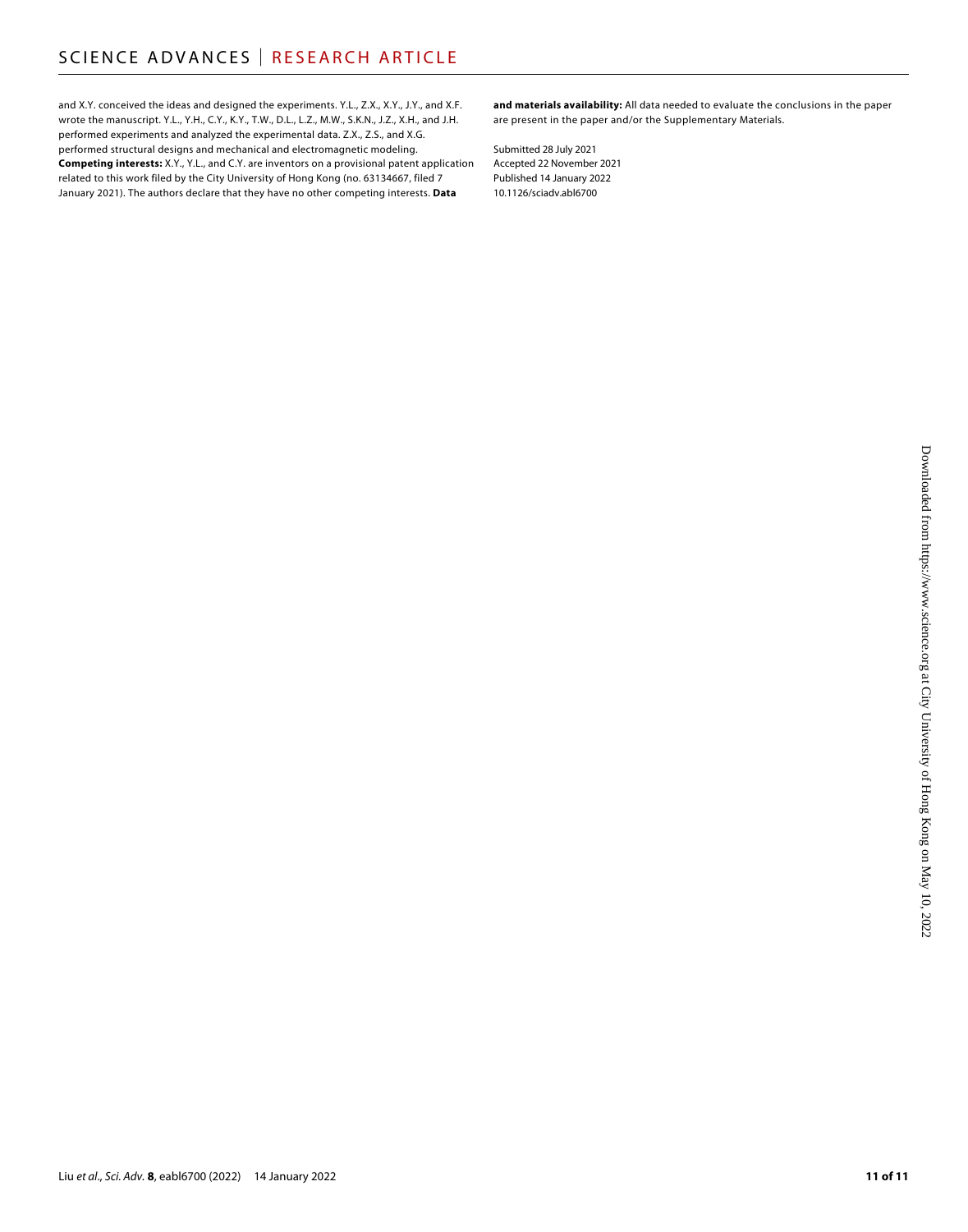and X.Y. conceived the ideas and designed the experiments. Y.L., Z.X., X.Y., J.Y., and X.F. wrote the manuscript. Y.L., Y.H., C.Y., K.Y., T.W., D.L., L.Z., M.W., S.K.N., J.Z., X.H., and J.H. performed experiments and analyzed the experimental data. Z.X., Z.S., and X.G. performed structural designs and mechanical and electromagnetic modeling. **Competing interests:** X.Y., Y.L., and C.Y. are inventors on a provisional patent application related to this work filed by the City University of Hong Kong (no. 63134667, filed 7 January 2021). The authors declare that they have no other competing interests. **Data and materials availability:** All data needed to evaluate the conclusions in the paper are present in the paper and/or the Supplementary Materials.

Submitted 28 July 2021
Accepted 22 November 2021
Published 14 January 2022
10.1126/sciadv.abl6700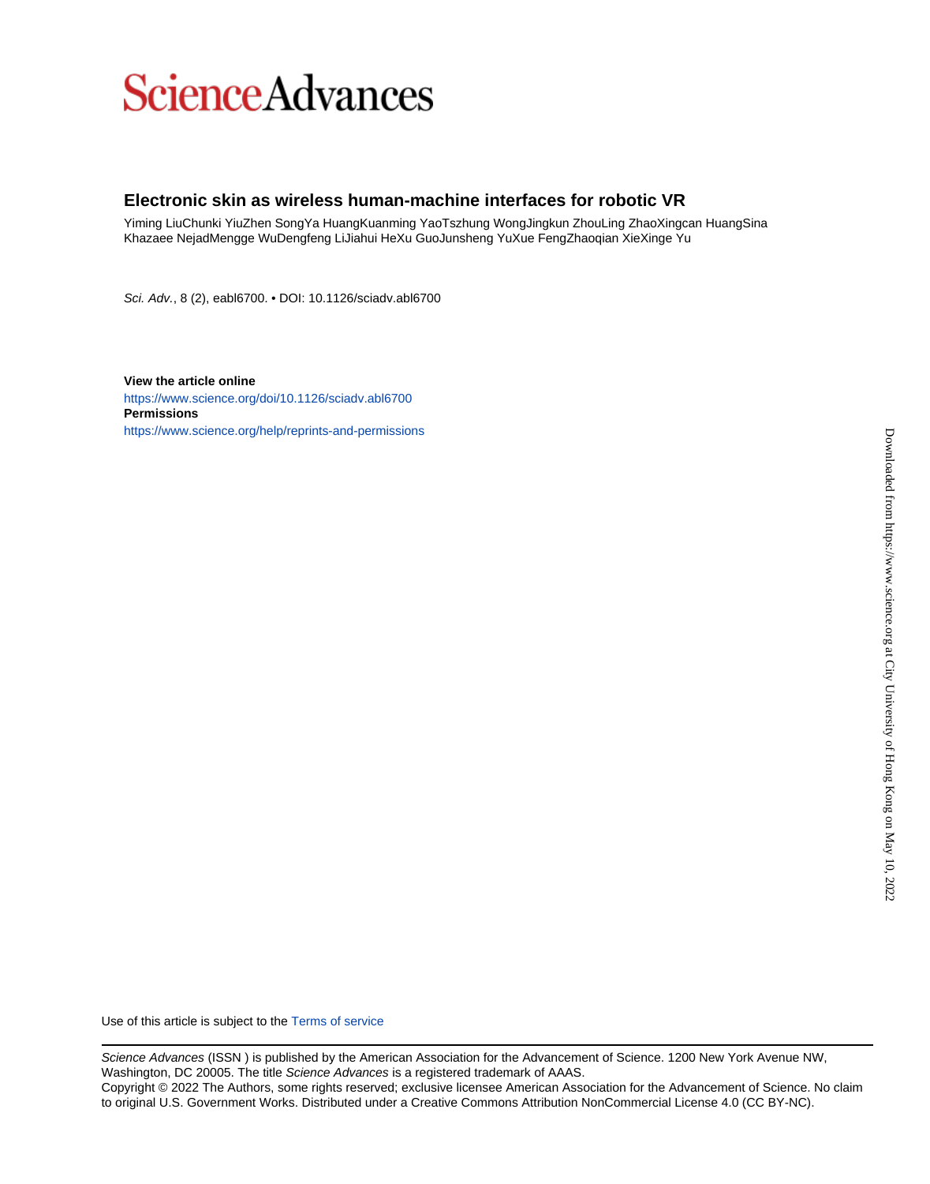# Science Advances

## Electronic skin as wireless human-machine interfaces for robotic VR

Yiming LiuChunki YiuZhen SongYa HuangKuanming YaoTszhung WongJingkun ZhouLing ZhaoXingcan HuangSina Khazaee NejadMengge WuDengfeng LiJiahui HeXu GuoJunsheng YuXue FengZhaoqian XieXinge Yu

*Sci. Adv.*, 8 (2), eabl6700. • DOI: 10.1126/sciadv.abl6700

**View the article online**
https://www.science.org/doi/10.1126/sciadv.abl6700
**Permissions**
https://www.science.org/help/reprints-and-permissions

Downloaded from https://www.science.org at City University of Hong Kong on May 10, 2022

Use of this article is subject to the Terms of service

*Science Advances* (ISSN ) is published by the American Association for the Advancement of Science. 1200 New York Avenue NW, Washington, DC 20005. The title *Science Advances* is a registered trademark of AAAS.
Copyright © 2022 The Authors, some rights reserved; exclusive licensee American Association for the Advancement of Science. No claim to original U.S. Government Works. Distributed under a Creative Commons Attribution NonCommercial License 4.0 (CC BY-NC).